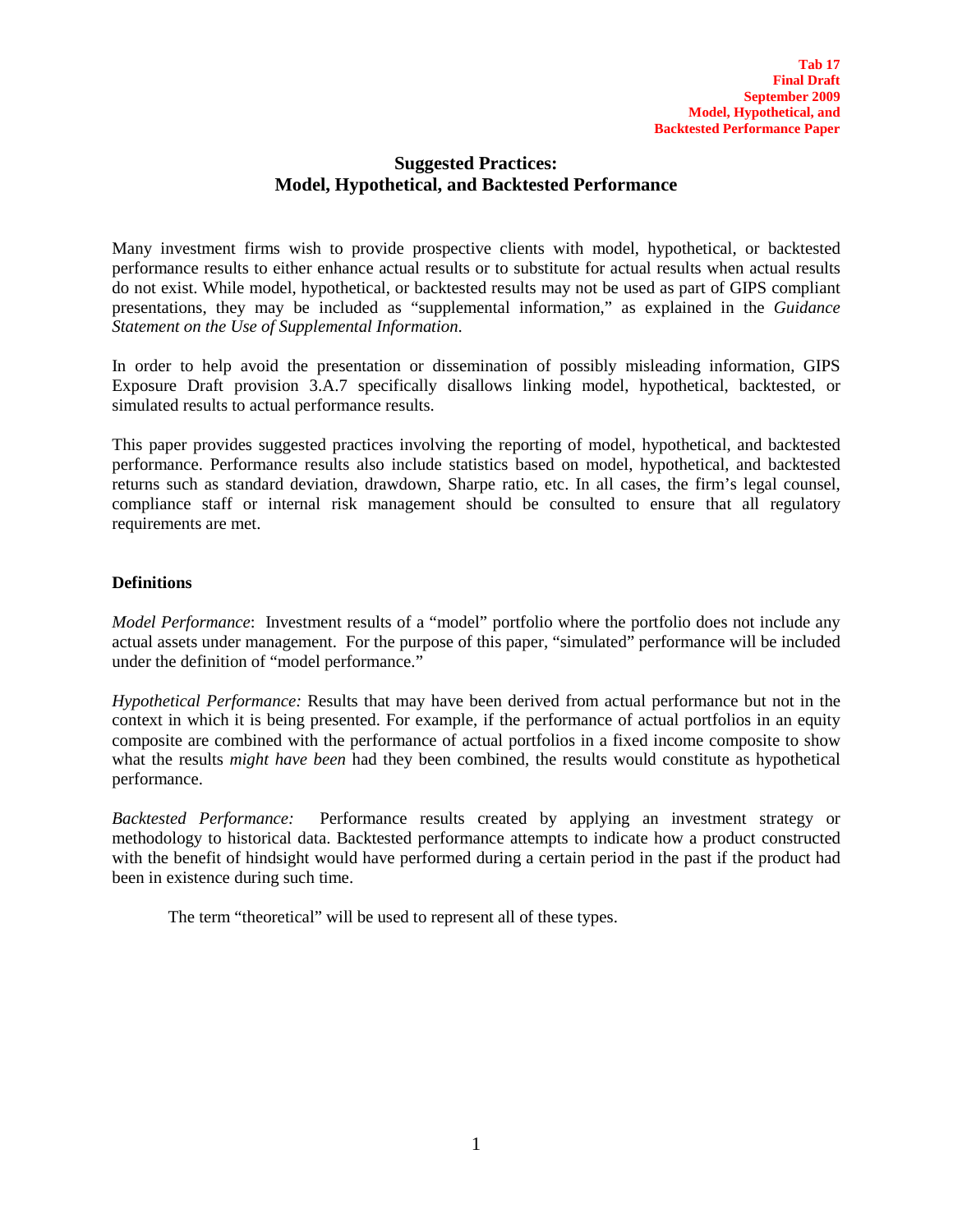Tab 17
Final Draft
September 2009
Model, Hypothetical, and
Backtested Performance Paper

# Suggested Practices: Model, Hypothetical, and Backtested Performance

Many investment firms wish to provide prospective clients with model, hypothetical, or backtested performance results to either enhance actual results or to substitute for actual results when actual results do not exist. While model, hypothetical, or backtested results may not be used as part of GIPS compliant presentations, they may be included as "supplemental information," as explained in the *Guidance Statement on the Use of Supplemental Information.*

In order to help avoid the presentation or dissemination of possibly misleading information, GIPS Exposure Draft provision 3.A.7 specifically disallows linking model, hypothetical, backtested, or simulated results to actual performance results.

This paper provides suggested practices involving the reporting of model, hypothetical, and backtested performance. Performance results also include statistics based on model, hypothetical, and backtested returns such as standard deviation, drawdown, Sharpe ratio, etc. In all cases, the firm's legal counsel, compliance staff or internal risk management should be consulted to ensure that all regulatory requirements are met.

## Definitions

*Model Performance*: Investment results of a "model" portfolio where the portfolio does not include any actual assets under management. For the purpose of this paper, "simulated" performance will be included under the definition of "model performance."

*Hypothetical Performance:* Results that may have been derived from actual performance but not in the context in which it is being presented. For example, if the performance of actual portfolios in an equity composite are combined with the performance of actual portfolios in a fixed income composite to show what the results *might have been* had they been combined, the results would constitute as hypothetical performance.

*Backtested Performance:* Performance results created by applying an investment strategy or methodology to historical data. Backtested performance attempts to indicate how a product constructed with the benefit of hindsight would have performed during a certain period in the past if the product had been in existence during such time.

The term "theoretical" will be used to represent all of these types.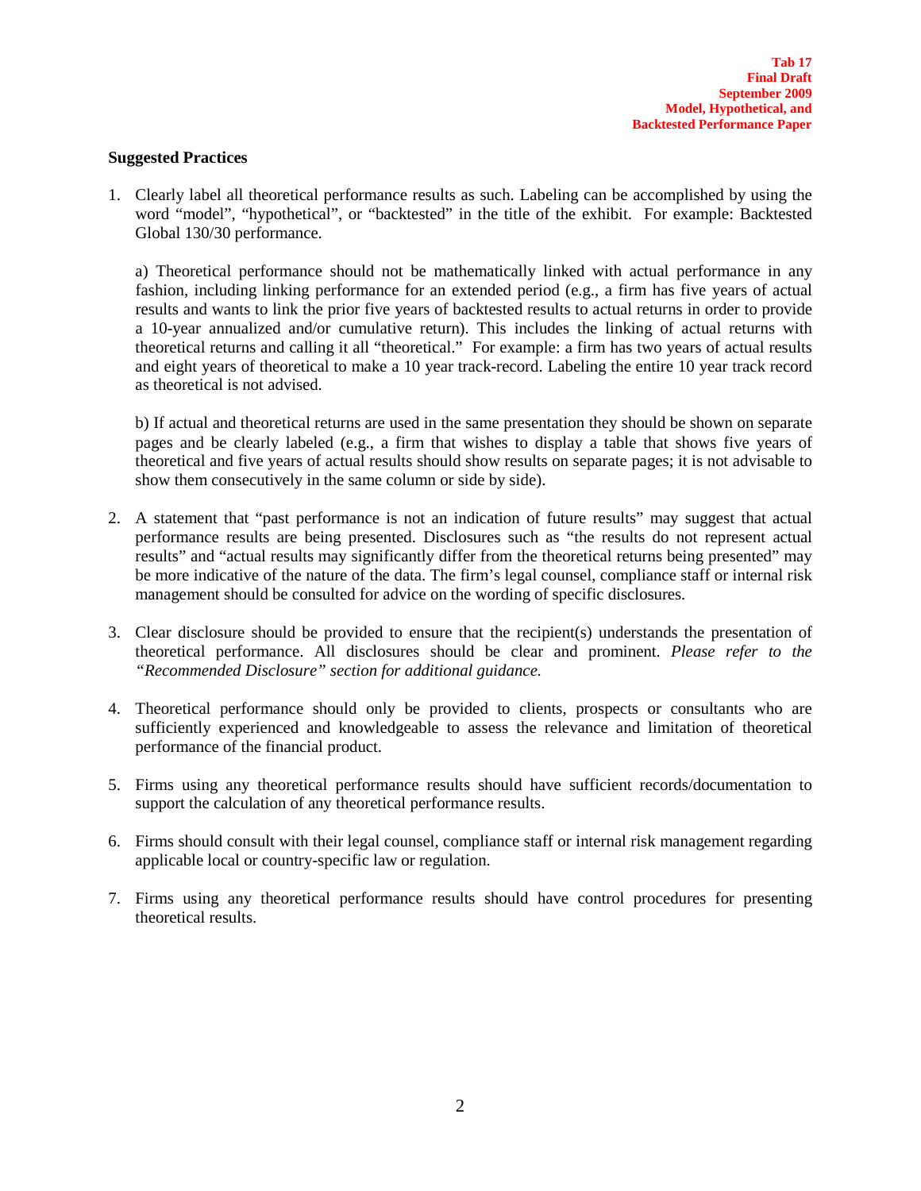**Suggested Practices**

1. Clearly label all theoretical performance results as such. Labeling can be accomplished by using the word "model", "hypothetical", or "backtested" in the title of the exhibit. For example: Backtested Global 130/30 performance.

   a) Theoretical performance should not be mathematically linked with actual performance in any fashion, including linking performance for an extended period (e.g., a firm has five years of actual results and wants to link the prior five years of backtested results to actual returns in order to provide a 10-year annualized and/or cumulative return). This includes the linking of actual returns with theoretical returns and calling it all "theoretical." For example: a firm has two years of actual results and eight years of theoretical to make a 10 year track-record. Labeling the entire 10 year track record as theoretical is not advised.

   b) If actual and theoretical returns are used in the same presentation they should be shown on separate pages and be clearly labeled (e.g., a firm that wishes to display a table that shows five years of theoretical and five years of actual results should show results on separate pages; it is not advisable to show them consecutively in the same column or side by side).

2. A statement that "past performance is not an indication of future results" may suggest that actual performance results are being presented. Disclosures such as "the results do not represent actual results" and "actual results may significantly differ from the theoretical returns being presented" may be more indicative of the nature of the data. The firm's legal counsel, compliance staff or internal risk management should be consulted for advice on the wording of specific disclosures.

3. Clear disclosure should be provided to ensure that the recipient(s) understands the presentation of theoretical performance. All disclosures should be clear and prominent. *Please refer to the "Recommended Disclosure" section for additional guidance.*

4. Theoretical performance should only be provided to clients, prospects or consultants who are sufficiently experienced and knowledgeable to assess the relevance and limitation of theoretical performance of the financial product.

5. Firms using any theoretical performance results should have sufficient records/documentation to support the calculation of any theoretical performance results.

6. Firms should consult with their legal counsel, compliance staff or internal risk management regarding applicable local or country-specific law or regulation.

7. Firms using any theoretical performance results should have control procedures for presenting theoretical results.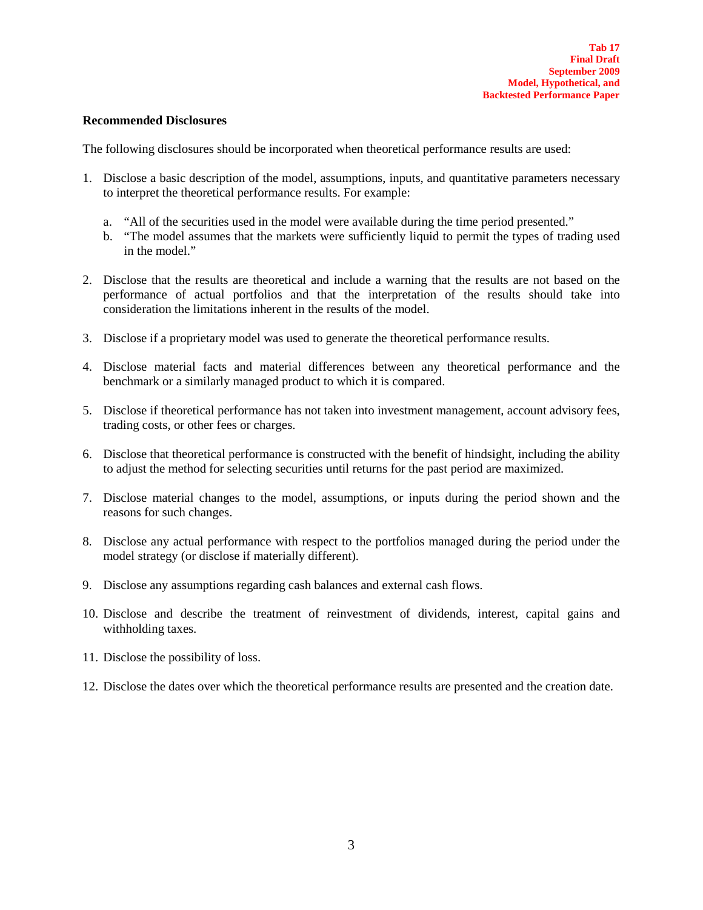**Recommended Disclosures**

The following disclosures should be incorporated when theoretical performance results are used:

1. Disclose a basic description of the model, assumptions, inputs, and quantitative parameters necessary to interpret the theoretical performance results. For example:

   a. "All of the securities used in the model were available during the time period presented."
   b. "The model assumes that the markets were sufficiently liquid to permit the types of trading used in the model."

2. Disclose that the results are theoretical and include a warning that the results are not based on the performance of actual portfolios and that the interpretation of the results should take into consideration the limitations inherent in the results of the model.

3. Disclose if a proprietary model was used to generate the theoretical performance results.

4. Disclose material facts and material differences between any theoretical performance and the benchmark or a similarly managed product to which it is compared.

5. Disclose if theoretical performance has not taken into investment management, account advisory fees, trading costs, or other fees or charges.

6. Disclose that theoretical performance is constructed with the benefit of hindsight, including the ability to adjust the method for selecting securities until returns for the past period are maximized.

7. Disclose material changes to the model, assumptions, or inputs during the period shown and the reasons for such changes.

8. Disclose any actual performance with respect to the portfolios managed during the period under the model strategy (or disclose if materially different).

9. Disclose any assumptions regarding cash balances and external cash flows.

10. Disclose and describe the treatment of reinvestment of dividends, interest, capital gains and withholding taxes.

11. Disclose the possibility of loss.

12. Disclose the dates over which the theoretical performance results are presented and the creation date.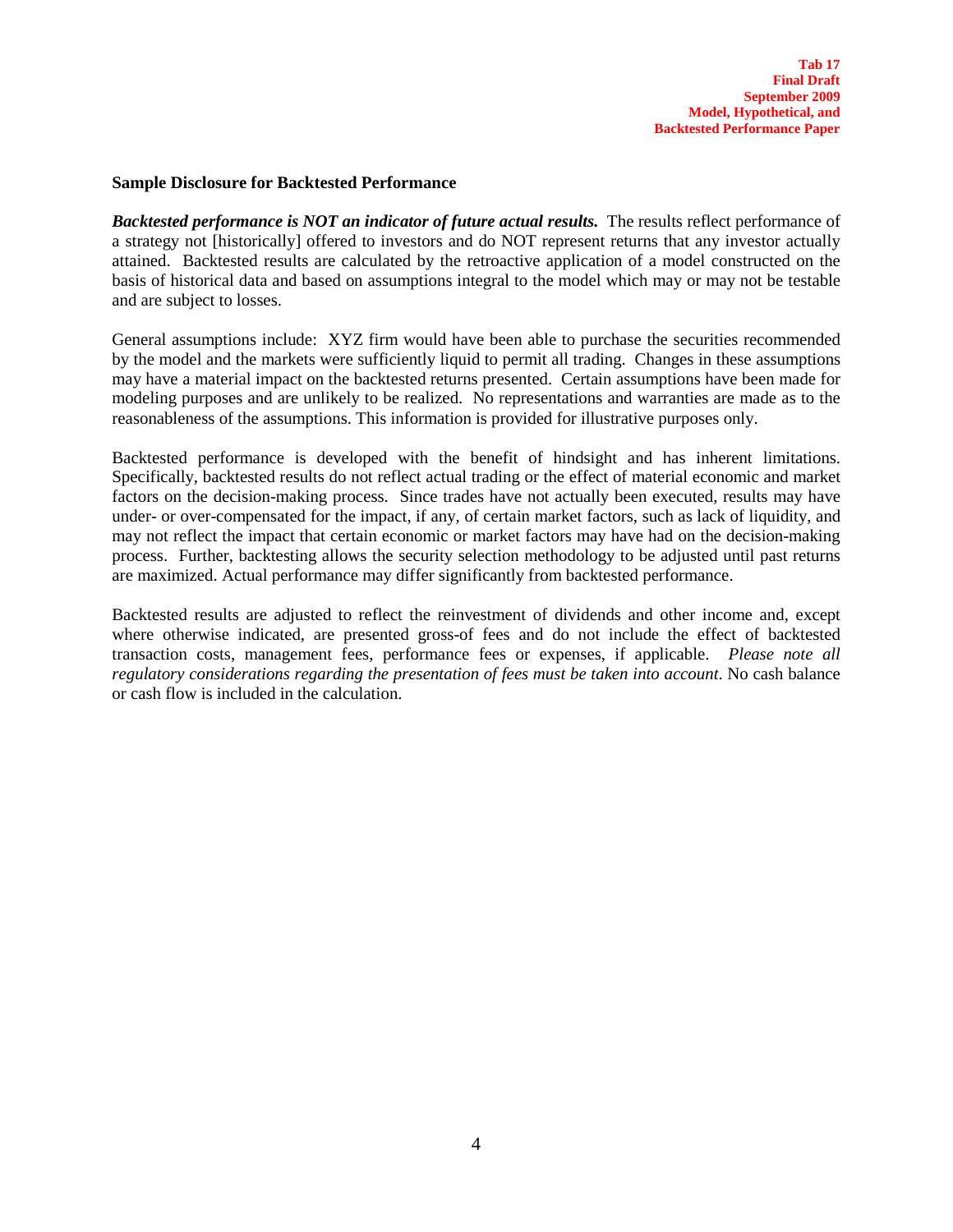**Sample Disclosure for Backtested Performance**

***Backtested performance is NOT an indicator of future actual results.*** The results reflect performance of a strategy not [historically] offered to investors and do NOT represent returns that any investor actually attained. Backtested results are calculated by the retroactive application of a model constructed on the basis of historical data and based on assumptions integral to the model which may or may not be testable and are subject to losses.

General assumptions include: XYZ firm would have been able to purchase the securities recommended by the model and the markets were sufficiently liquid to permit all trading. Changes in these assumptions may have a material impact on the backtested returns presented. Certain assumptions have been made for modeling purposes and are unlikely to be realized. No representations and warranties are made as to the reasonableness of the assumptions. This information is provided for illustrative purposes only.

Backtested performance is developed with the benefit of hindsight and has inherent limitations. Specifically, backtested results do not reflect actual trading or the effect of material economic and market factors on the decision-making process. Since trades have not actually been executed, results may have under- or over-compensated for the impact, if any, of certain market factors, such as lack of liquidity, and may not reflect the impact that certain economic or market factors may have had on the decision-making process. Further, backtesting allows the security selection methodology to be adjusted until past returns are maximized. Actual performance may differ significantly from backtested performance.

Backtested results are adjusted to reflect the reinvestment of dividends and other income and, except where otherwise indicated, are presented gross-of fees and do not include the effect of backtested transaction costs, management fees, performance fees or expenses, if applicable. *Please note all regulatory considerations regarding the presentation of fees must be taken into account*. No cash balance or cash flow is included in the calculation.